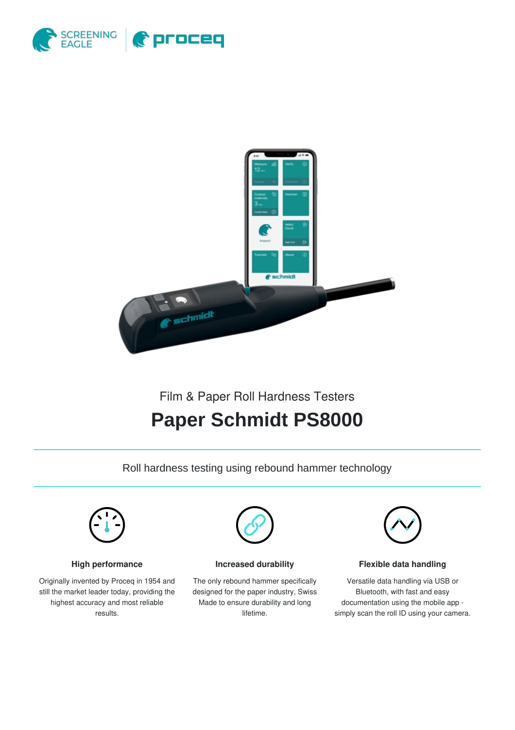Film & Paper Roll Hardness Testers

# Paper Schmidt PS8000

Roll hardness testing using rebound hammer technology

### High performance

Originally invented by Proceq in 1954 and still the market leader today, providing the highest accuracy and most reliable results.

### Increased durability

The only rebound hammer specifically designed for the paper industry, Swiss Made to ensure durability and long lifetime.

### Flexible data handling

Versatile data handling via USB or Bluetooth, with fast and easy documentation using the mobile app - simply scan the roll ID using your camera.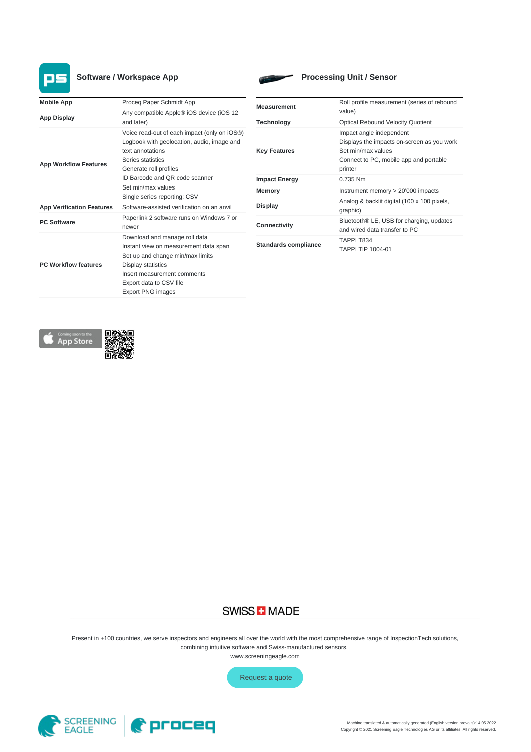## Software / Workspace App

| | |
|---|---|
| **Mobile App** | Proceq Paper Schmidt App |
| **App Display** | Any compatible Apple® iOS device (iOS 12 and later) |
| **App Workflow Features** | Voice read-out of each impact (only on iOS®)<br>Logbook with geolocation, audio, image and text annotations<br>Series statistics<br>Generate roll profiles<br>ID Barcode and QR code scanner<br>Set min/max values<br>Single series reporting: CSV |
| **App Verification Features** | Software-assisted verification on an anvil |
| **PC Software** | Paperlink 2 software runs on Windows 7 or newer |
| **PC Workflow features** | Download and manage roll data<br>Instant view on measurement data span<br>Set up and change min/max limits<br>Display statistics<br>Insert measurement comments<br>Export data to CSV file<br>Export PNG images |

## Processing Unit / Sensor

| | |
|---|---|
| **Measurement** | Roll profile measurement (series of rebound value) |
| **Technology** | Optical Rebound Velocity Quotient |
| **Key Features** | Impact angle independent<br>Displays the impacts on-screen as you work<br>Set min/max values<br>Connect to PC, mobile app and portable printer |
| **Impact Energy** | 0.735 Nm |
| **Memory** | Instrument memory > 20'000 impacts |
| **Display** | Analog & backlit digital (100 x 100 pixels, graphic) |
| **Connectivity** | Bluetooth® LE, USB for charging, updates and wired data transfer to PC |
| **Standards compliance** | TAPPI T834<br>TAPPI TIP 1004-01 |

Coming soon to the App Store

SWISS MADE

Present in +100 countries, we serve inspectors and engineers all over the world with the most comprehensive range of InspectionTech solutions, combining intuitive software and Swiss-manufactured sensors.
www.screeningeagle.com

Request a quote

Machine translated & automatically generated (English version prevails):14.05.2022
Copyright © 2021 Screening Eagle Technologies AG or its affiliates. All rights reserved.